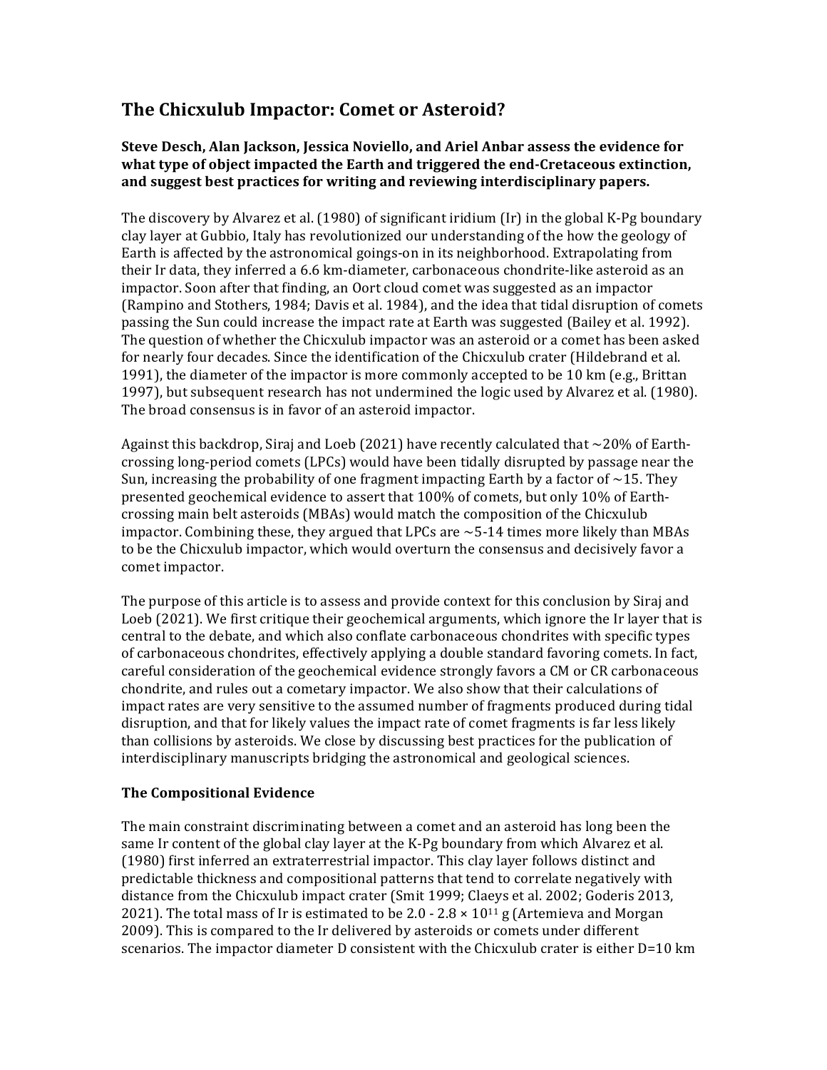# The Chicxulub Impactor: Comet or Asteroid?

**Steve Desch, Alan Jackson, Jessica Noviello, and Ariel Anbar assess the evidence for what type of object impacted the Earth and triggered the end-Cretaceous extinction, and suggest best practices for writing and reviewing interdisciplinary papers.**

The discovery by Alvarez et al. (1980) of significant iridium (Ir) in the global K-Pg boundary clay layer at Gubbio, Italy has revolutionized our understanding of the how the geology of Earth is affected by the astronomical goings-on in its neighborhood. Extrapolating from their Ir data, they inferred a 6.6 km-diameter, carbonaceous chondrite-like asteroid as an impactor. Soon after that finding, an Oort cloud comet was suggested as an impactor (Rampino and Stothers, 1984; Davis et al. 1984), and the idea that tidal disruption of comets passing the Sun could increase the impact rate at Earth was suggested (Bailey et al. 1992). The question of whether the Chicxulub impactor was an asteroid or a comet has been asked for nearly four decades. Since the identification of the Chicxulub crater (Hildebrand et al. 1991), the diameter of the impactor is more commonly accepted to be 10 km (e.g., Brittan 1997), but subsequent research has not undermined the logic used by Alvarez et al. (1980). The broad consensus is in favor of an asteroid impactor.

Against this backdrop, Siraj and Loeb (2021) have recently calculated that ~20% of Earth-crossing long-period comets (LPCs) would have been tidally disrupted by passage near the Sun, increasing the probability of one fragment impacting Earth by a factor of ~15. They presented geochemical evidence to assert that 100% of comets, but only 10% of Earth-crossing main belt asteroids (MBAs) would match the composition of the Chicxulub impactor. Combining these, they argued that LPCs are ~5-14 times more likely than MBAs to be the Chicxulub impactor, which would overturn the consensus and decisively favor a comet impactor.

The purpose of this article is to assess and provide context for this conclusion by Siraj and Loeb (2021). We first critique their geochemical arguments, which ignore the Ir layer that is central to the debate, and which also conflate carbonaceous chondrites with specific types of carbonaceous chondrites, effectively applying a double standard favoring comets. In fact, careful consideration of the geochemical evidence strongly favors a CM or CR carbonaceous chondrite, and rules out a cometary impactor. We also show that their calculations of impact rates are very sensitive to the assumed number of fragments produced during tidal disruption, and that for likely values the impact rate of comet fragments is far less likely than collisions by asteroids. We close by discussing best practices for the publication of interdisciplinary manuscripts bridging the astronomical and geological sciences.

## The Compositional Evidence

The main constraint discriminating between a comet and an asteroid has long been the same Ir content of the global clay layer at the K-Pg boundary from which Alvarez et al. (1980) first inferred an extraterrestrial impactor. This clay layer follows distinct and predictable thickness and compositional patterns that tend to correlate negatively with distance from the Chicxulub impact crater (Smit 1999; Claeys et al. 2002; Goderis 2013, 2021). The total mass of Ir is estimated to be 2.0 - 2.8 × $10^{11}$ g (Artemieva and Morgan 2009). This is compared to the Ir delivered by asteroids or comets under different scenarios. The impactor diameter D consistent with the Chicxulub crater is either D=10 km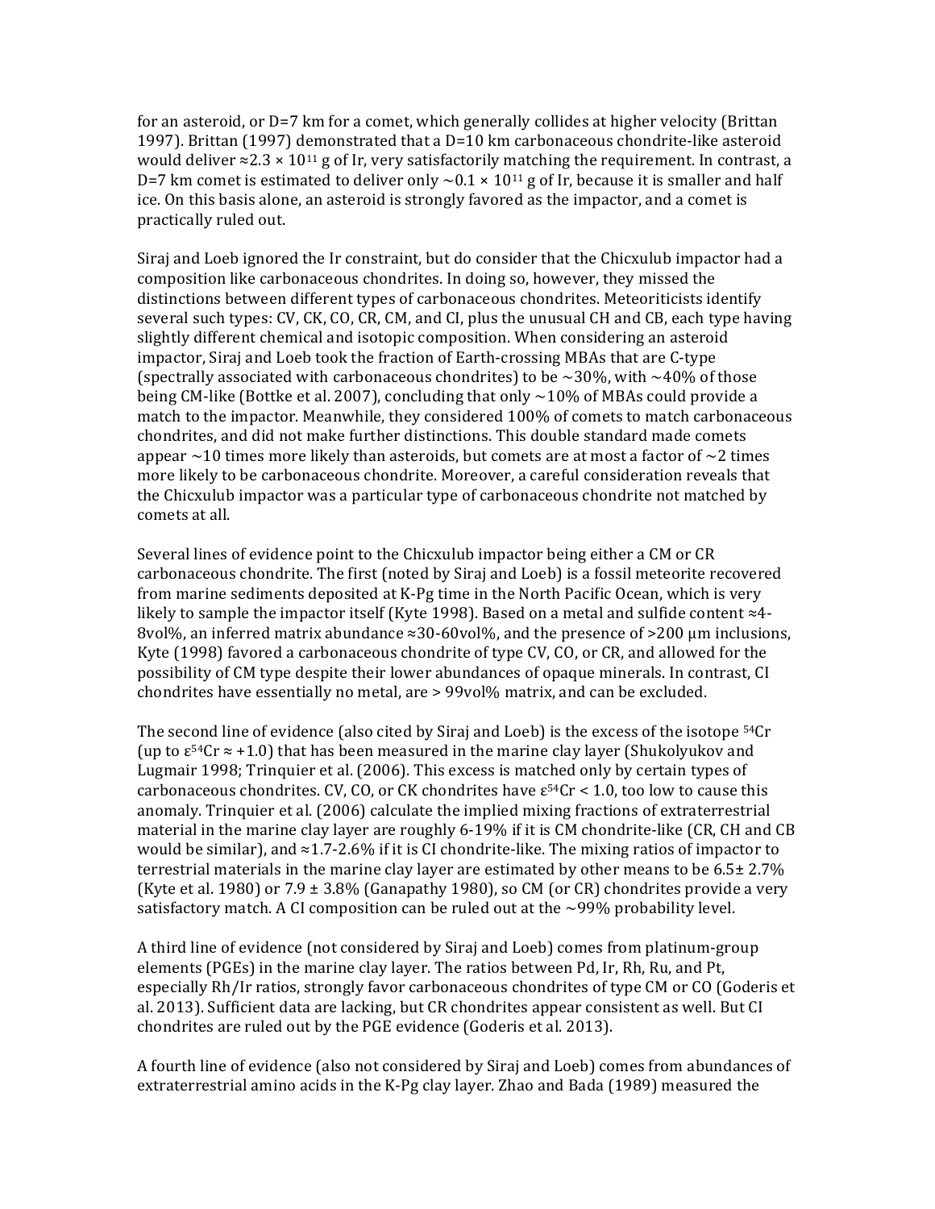for an asteroid, or D=7 km for a comet, which generally collides at higher velocity (Brittan 1997). Brittan (1997) demonstrated that a D=10 km carbonaceous chondrite-like asteroid would deliver $\approx 2.3 \times 10^{11}$ g of Ir, very satisfactorily matching the requirement. In contrast, a D=7 km comet is estimated to deliver only $\sim 0.1 \times 10^{11}$ g of Ir, because it is smaller and half ice. On this basis alone, an asteroid is strongly favored as the impactor, and a comet is practically ruled out.

Siraj and Loeb ignored the Ir constraint, but do consider that the Chicxulub impactor had a composition like carbonaceous chondrites. In doing so, however, they missed the distinctions between different types of carbonaceous chondrites. Meteoriticists identify several such types: CV, CK, CO, CR, CM, and CI, plus the unusual CH and CB, each type having slightly different chemical and isotopic composition. When considering an asteroid impactor, Siraj and Loeb took the fraction of Earth-crossing MBAs that are C-type (spectrally associated with carbonaceous chondrites) to be $\sim$30%, with $\sim$40% of those being CM-like (Bottke et al. 2007), concluding that only $\sim$10% of MBAs could provide a match to the impactor. Meanwhile, they considered 100% of comets to match carbonaceous chondrites, and did not make further distinctions. This double standard made comets appear $\sim$10 times more likely than asteroids, but comets are at most a factor of $\sim$2 times more likely to be carbonaceous chondrite. Moreover, a careful consideration reveals that the Chicxulub impactor was a particular type of carbonaceous chondrite not matched by comets at all.

Several lines of evidence point to the Chicxulub impactor being either a CM or CR carbonaceous chondrite. The first (noted by Siraj and Loeb) is a fossil meteorite recovered from marine sediments deposited at K-Pg time in the North Pacific Ocean, which is very likely to sample the impactor itself (Kyte 1998). Based on a metal and sulfide content $\approx$4-8vol%, an inferred matrix abundance $\approx$30-60vol%, and the presence of >200 μm inclusions, Kyte (1998) favored a carbonaceous chondrite of type CV, CO, or CR, and allowed for the possibility of CM type despite their lower abundances of opaque minerals. In contrast, CI chondrites have essentially no metal, are > 99vol% matrix, and can be excluded.

The second line of evidence (also cited by Siraj and Loeb) is the excess of the isotope $^{54}$Cr (up to $\varepsilon^{54}\text{Cr} \approx +1.0$) that has been measured in the marine clay layer (Shukolyukov and Lugmair 1998; Trinquier et al. (2006). This excess is matched only by certain types of carbonaceous chondrites. CV, CO, or CK chondrites have $\varepsilon^{54}\text{Cr} < 1.0$, too low to cause this anomaly. Trinquier et al. (2006) calculate the implied mixing fractions of extraterrestrial material in the marine clay layer are roughly 6-19% if it is CM chondrite-like (CR, CH and CB would be similar), and $\approx$1.7-2.6% if it is CI chondrite-like. The mixing ratios of impactor to terrestrial materials in the marine clay layer are estimated by other means to be $6.5 \pm 2.7$% (Kyte et al. 1980) or $7.9 \pm 3.8$% (Ganapathy 1980), so CM (or CR) chondrites provide a very satisfactory match. A CI composition can be ruled out at the $\sim$99% probability level.

A third line of evidence (not considered by Siraj and Loeb) comes from platinum-group elements (PGEs) in the marine clay layer. The ratios between Pd, Ir, Rh, Ru, and Pt, especially Rh/Ir ratios, strongly favor carbonaceous chondrites of type CM or CO (Goderis et al. 2013). Sufficient data are lacking, but CR chondrites appear consistent as well. But CI chondrites are ruled out by the PGE evidence (Goderis et al. 2013).

A fourth line of evidence (also not considered by Siraj and Loeb) comes from abundances of extraterrestrial amino acids in the K-Pg clay layer. Zhao and Bada (1989) measured the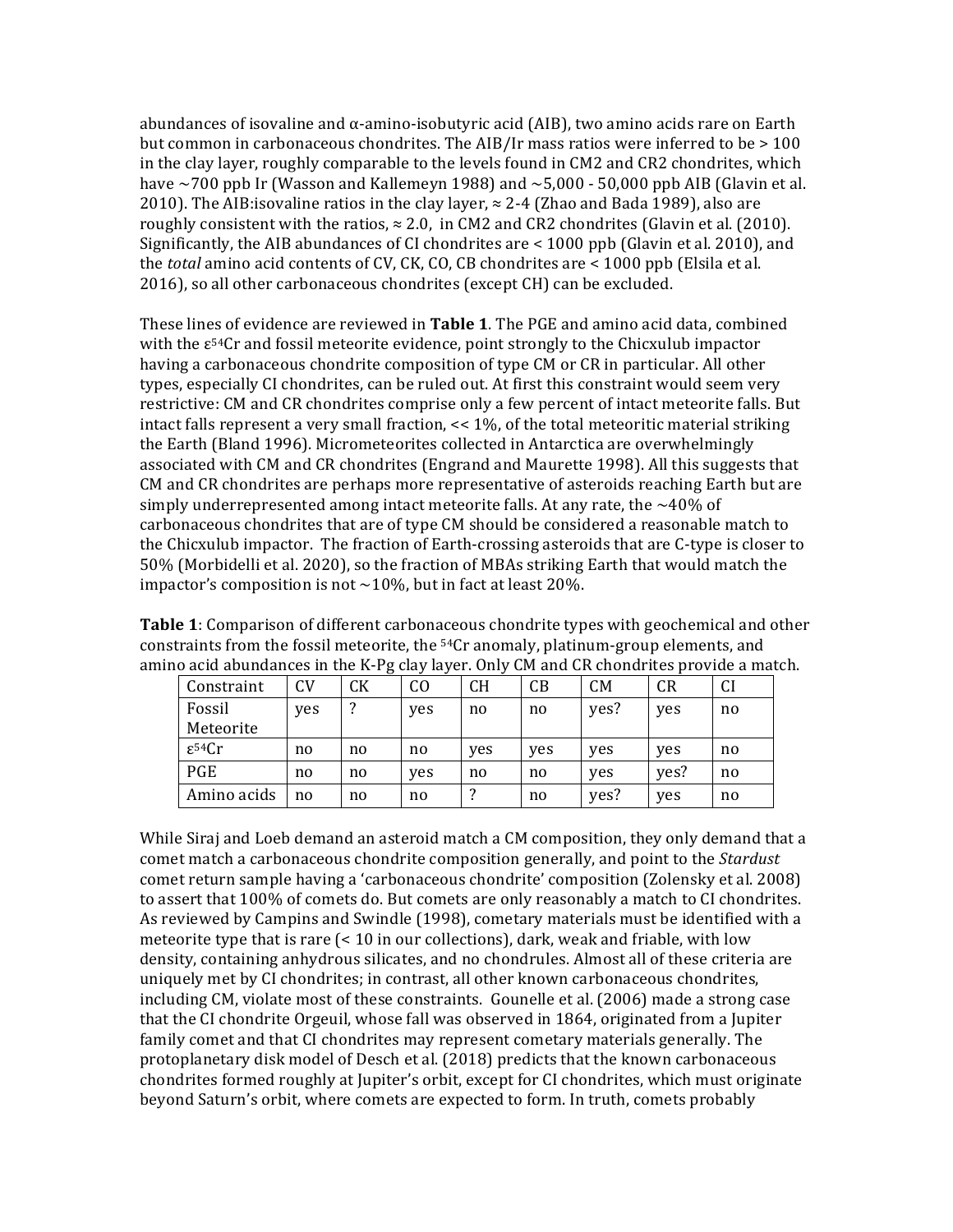abundances of isovaline and α-amino-isobutyric acid (AIB), two amino acids rare on Earth but common in carbonaceous chondrites. The AIB/Ir mass ratios were inferred to be > 100 in the clay layer, roughly comparable to the levels found in CM2 and CR2 chondrites, which have ~700 ppb Ir (Wasson and Kallemeyn 1988) and ~5,000 - 50,000 ppb AIB (Glavin et al. 2010). The AIB:isovaline ratios in the clay layer, ≈ 2-4 (Zhao and Bada 1989), also are roughly consistent with the ratios, ≈ 2.0, in CM2 and CR2 chondrites (Glavin et al. (2010). Significantly, the AIB abundances of CI chondrites are < 1000 ppb (Glavin et al. 2010), and the *total* amino acid contents of CV, CK, CO, CB chondrites are < 1000 ppb (Elsila et al. 2016), so all other carbonaceous chondrites (except CH) can be excluded.

These lines of evidence are reviewed in **Table 1**. The PGE and amino acid data, combined with the $\varepsilon^{54}$Cr and fossil meteorite evidence, point strongly to the Chicxulub impactor having a carbonaceous chondrite composition of type CM or CR in particular. All other types, especially CI chondrites, can be ruled out. At first this constraint would seem very restrictive: CM and CR chondrites comprise only a few percent of intact meteorite falls. But intact falls represent a very small fraction, << 1%, of the total meteoritic material striking the Earth (Bland 1996). Micrometeorites collected in Antarctica are overwhelmingly associated with CM and CR chondrites (Engrand and Maurette 1998). All this suggests that CM and CR chondrites are perhaps more representative of asteroids reaching Earth but are simply underrepresented among intact meteorite falls. At any rate, the ~40% of carbonaceous chondrites that are of type CM should be considered a reasonable match to the Chicxulub impactor. The fraction of Earth-crossing asteroids that are C-type is closer to 50% (Morbidelli et al. 2020), so the fraction of MBAs striking Earth that would match the impactor's composition is not ~10%, but in fact at least 20%.

**Table 1**: Comparison of different carbonaceous chondrite types with geochemical and other constraints from the fossil meteorite, the $^{54}$Cr anomaly, platinum-group elements, and amino acid abundances in the K-Pg clay layer. Only CM and CR chondrites provide a match.

| Constraint | CV | CK | CO | CH | CB | CM | CR | CI |
|---|---|---|---|---|---|---|---|---|
| Fossil Meteorite | yes | ? | yes | no | no | yes? | yes | no |
| $\varepsilon^{54}$Cr | no | no | no | yes | yes | yes | yes | no |
| PGE | no | no | yes | no | no | yes | yes? | no |
| Amino acids | no | no | no | ? | no | yes? | yes | no |

While Siraj and Loeb demand an asteroid match a CM composition, they only demand that a comet match a carbonaceous chondrite composition generally, and point to the *Stardust* comet return sample having a 'carbonaceous chondrite' composition (Zolensky et al. 2008) to assert that 100% of comets do. But comets are only reasonably a match to CI chondrites. As reviewed by Campins and Swindle (1998), cometary materials must be identified with a meteorite type that is rare (< 10 in our collections), dark, weak and friable, with low density, containing anhydrous silicates, and no chondrules. Almost all of these criteria are uniquely met by CI chondrites; in contrast, all other known carbonaceous chondrites, including CM, violate most of these constraints. Gounelle et al. (2006) made a strong case that the CI chondrite Orgeuil, whose fall was observed in 1864, originated from a Jupiter family comet and that CI chondrites may represent cometary materials generally. The protoplanetary disk model of Desch et al. (2018) predicts that the known carbonaceous chondrites formed roughly at Jupiter's orbit, except for CI chondrites, which must originate beyond Saturn's orbit, where comets are expected to form. In truth, comets probably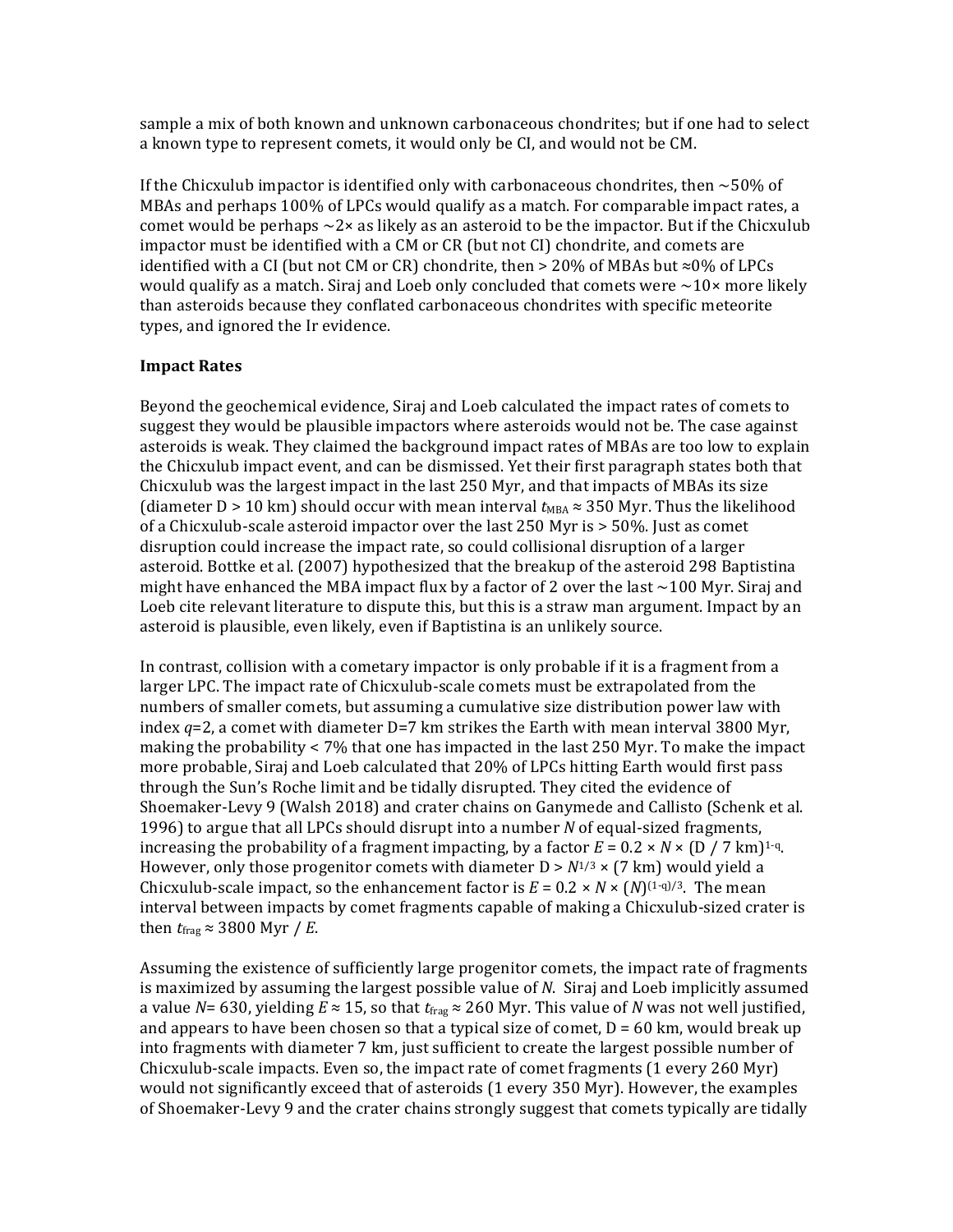sample a mix of both known and unknown carbonaceous chondrites; but if one had to select a known type to represent comets, it would only be CI, and would not be CM.

If the Chicxulub impactor is identified only with carbonaceous chondrites, then ~50% of MBAs and perhaps 100% of LPCs would qualify as a match. For comparable impact rates, a comet would be perhaps ~2× as likely as an asteroid to be the impactor. But if the Chicxulub impactor must be identified with a CM or CR (but not CI) chondrite, and comets are identified with a CI (but not CM or CR) chondrite, then > 20% of MBAs but ≈0% of LPCs would qualify as a match. Siraj and Loeb only concluded that comets were ~10× more likely than asteroids because they conflated carbonaceous chondrites with specific meteorite types, and ignored the Ir evidence.

**Impact Rates**

Beyond the geochemical evidence, Siraj and Loeb calculated the impact rates of comets to suggest they would be plausible impactors where asteroids would not be. The case against asteroids is weak. They claimed the background impact rates of MBAs are too low to explain the Chicxulub impact event, and can be dismissed. Yet their first paragraph states both that Chicxulub was the largest impact in the last 250 Myr, and that impacts of MBAs its size (diameter D > 10 km) should occur with mean interval $t_{\mathrm{MBA}} \approx 350$ Myr. Thus the likelihood of a Chicxulub-scale asteroid impactor over the last 250 Myr is > 50%. Just as comet disruption could increase the impact rate, so could collisional disruption of a larger asteroid. Bottke et al. (2007) hypothesized that the breakup of the asteroid 298 Baptistina might have enhanced the MBA impact flux by a factor of 2 over the last ~100 Myr. Siraj and Loeb cite relevant literature to dispute this, but this is a straw man argument. Impact by an asteroid is plausible, even likely, even if Baptistina is an unlikely source.

In contrast, collision with a cometary impactor is only probable if it is a fragment from a larger LPC. The impact rate of Chicxulub-scale comets must be extrapolated from the numbers of smaller comets, but assuming a cumulative size distribution power law with index $q$=2, a comet with diameter D=7 km strikes the Earth with mean interval 3800 Myr, making the probability < 7% that one has impacted in the last 250 Myr. To make the impact more probable, Siraj and Loeb calculated that 20% of LPCs hitting Earth would first pass through the Sun's Roche limit and be tidally disrupted. They cited the evidence of Shoemaker-Levy 9 (Walsh 2018) and crater chains on Ganymede and Callisto (Schenk et al. 1996) to argue that all LPCs should disrupt into a number $N$ of equal-sized fragments, increasing the probability of a fragment impacting, by a factor $E = 0.2 \times N \times (\mathrm{D} / 7\ \mathrm{km})^{1-q}$. However, only those progenitor comets with diameter $\mathrm{D} > N^{1/3} \times (7\ \mathrm{km})$ would yield a Chicxulub-scale impact, so the enhancement factor is $E = 0.2 \times N \times (N)^{(1-q)/3}$. The mean interval between impacts by comet fragments capable of making a Chicxulub-sized crater is then $t_{\mathrm{frag}} \approx 3800\ \mathrm{Myr} / E$.

Assuming the existence of sufficiently large progenitor comets, the impact rate of fragments is maximized by assuming the largest possible value of $N$. Siraj and Loeb implicitly assumed a value $N$= 630, yielding $E \approx 15$, so that $t_{\mathrm{frag}} \approx 260$ Myr. This value of $N$ was not well justified, and appears to have been chosen so that a typical size of comet, D = 60 km, would break up into fragments with diameter 7 km, just sufficient to create the largest possible number of Chicxulub-scale impacts. Even so, the impact rate of comet fragments (1 every 260 Myr) would not significantly exceed that of asteroids (1 every 350 Myr). However, the examples of Shoemaker-Levy 9 and the crater chains strongly suggest that comets typically are tidally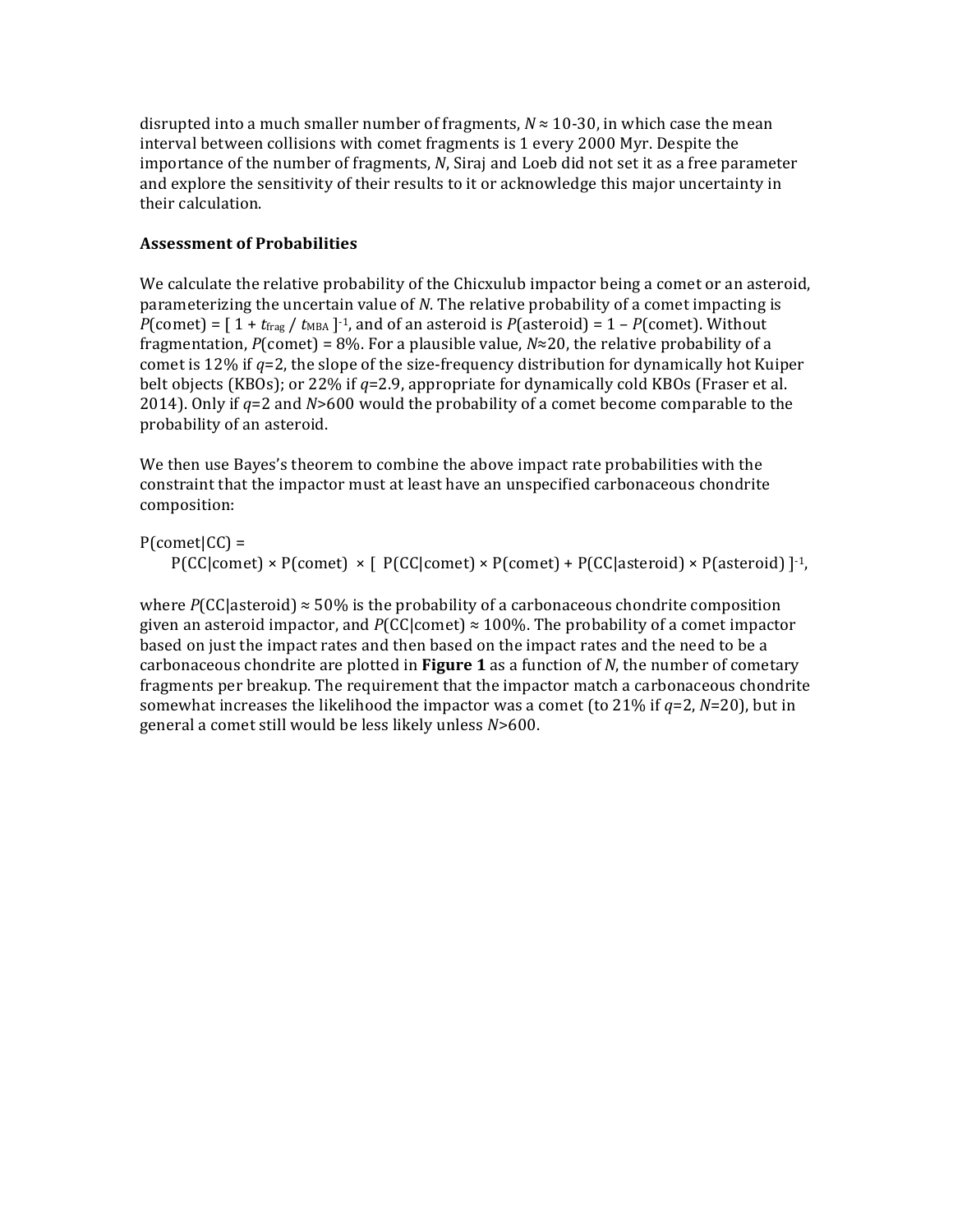disrupted into a much smaller number of fragments, $N \approx 10$-$30$, in which case the mean interval between collisions with comet fragments is 1 every 2000 Myr. Despite the importance of the number of fragments, $N$, Siraj and Loeb did not set it as a free parameter and explore the sensitivity of their results to it or acknowledge this major uncertainty in their calculation.

**Assessment of Probabilities**

We calculate the relative probability of the Chicxulub impactor being a comet or an asteroid, parameterizing the uncertain value of $N$. The relative probability of a comet impacting is $P(\text{comet}) = [\,1 + t_{\text{frag}} / t_{\text{MBA}}\,]^{-1}$, and of an asteroid is $P(\text{asteroid}) = 1 - P(\text{comet})$. Without fragmentation, $P(\text{comet}) = 8\%$. For a plausible value, $N \approx 20$, the relative probability of a comet is 12% if $q=2$, the slope of the size-frequency distribution for dynamically hot Kuiper belt objects (KBOs); or 22% if $q=2.9$, appropriate for dynamically cold KBOs (Fraser et al. 2014). Only if $q=2$ and $N>600$ would the probability of a comet become comparable to the probability of an asteroid.

We then use Bayes's theorem to combine the above impact rate probabilities with the constraint that the impactor must at least have an unspecified carbonaceous chondrite composition:

$$P(\text{comet}|\text{CC}) = P(\text{CC}|\text{comet}) \times P(\text{comet}) \times [\; P(\text{CC}|\text{comet}) \times P(\text{comet}) + P(\text{CC}|\text{asteroid}) \times P(\text{asteroid})\,]^{-1},$$

where $P(\text{CC}|\text{asteroid}) \approx 50\%$ is the probability of a carbonaceous chondrite composition given an asteroid impactor, and $P(\text{CC}|\text{comet}) \approx 100\%$. The probability of a comet impactor based on just the impact rates and then based on the impact rates and the need to be a carbonaceous chondrite are plotted in **Figure 1** as a function of $N$, the number of cometary fragments per breakup. The requirement that the impactor match a carbonaceous chondrite somewhat increases the likelihood the impactor was a comet (to 21% if $q=2$, $N=20$), but in general a comet still would be less likely unless $N>600$.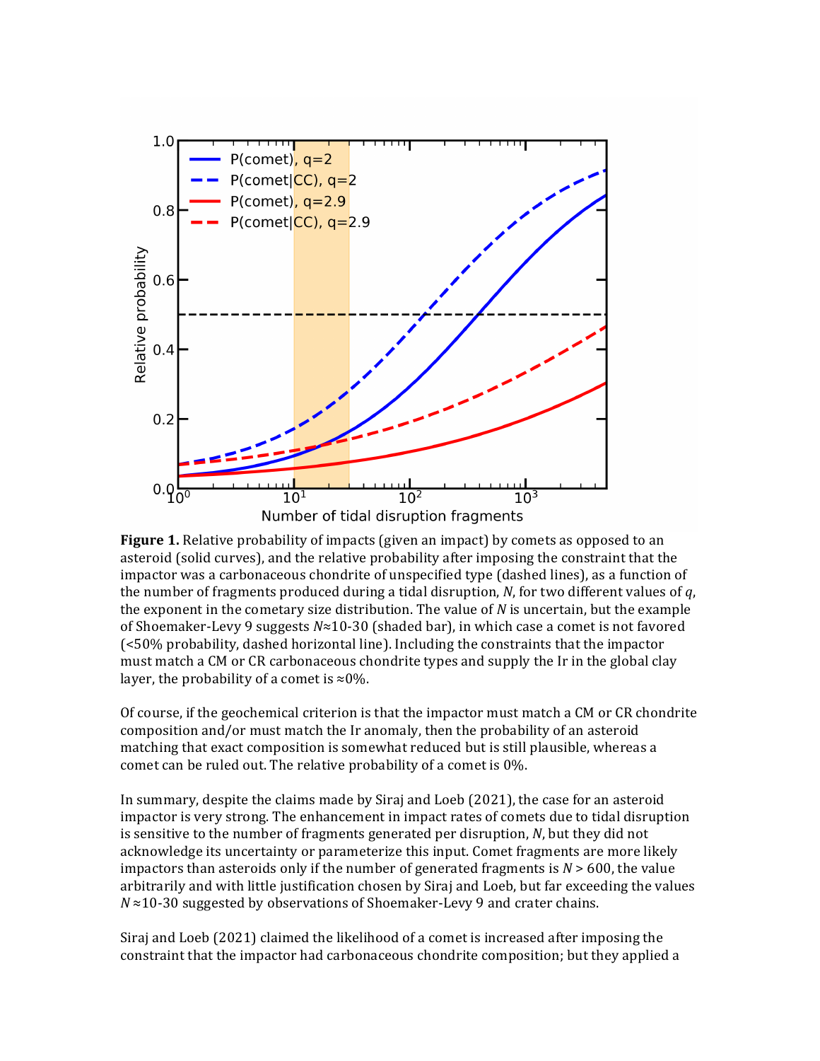**Figure 1.** Relative probability of impacts (given an impact) by comets as opposed to an asteroid (solid curves), and the relative probability after imposing the constraint that the impactor was a carbonaceous chondrite of unspecified type (dashed lines), as a function of the number of fragments produced during a tidal disruption, $N$, for two different values of $q$, the exponent in the cometary size distribution. The value of $N$ is uncertain, but the example of Shoemaker-Levy 9 suggests $N \approx 10$-$30$ (shaded bar), in which case a comet is not favored (<50% probability, dashed horizontal line). Including the constraints that the impactor must match a CM or CR carbonaceous chondrite types and supply the Ir in the global clay layer, the probability of a comet is ≈0%.

Of course, if the geochemical criterion is that the impactor must match a CM or CR chondrite composition and/or must match the Ir anomaly, then the probability of an asteroid matching that exact composition is somewhat reduced but is still plausible, whereas a comet can be ruled out. The relative probability of a comet is 0%.

In summary, despite the claims made by Siraj and Loeb (2021), the case for an asteroid impactor is very strong. The enhancement in impact rates of comets due to tidal disruption is sensitive to the number of fragments generated per disruption, $N$, but they did not acknowledge its uncertainty or parameterize this input. Comet fragments are more likely impactors than asteroids only if the number of generated fragments is $N > 600$, the value arbitrarily and with little justification chosen by Siraj and Loeb, but far exceeding the values $N \approx 10$-$30$ suggested by observations of Shoemaker-Levy 9 and crater chains.

Siraj and Loeb (2021) claimed the likelihood of a comet is increased after imposing the constraint that the impactor had carbonaceous chondrite composition; but they applied a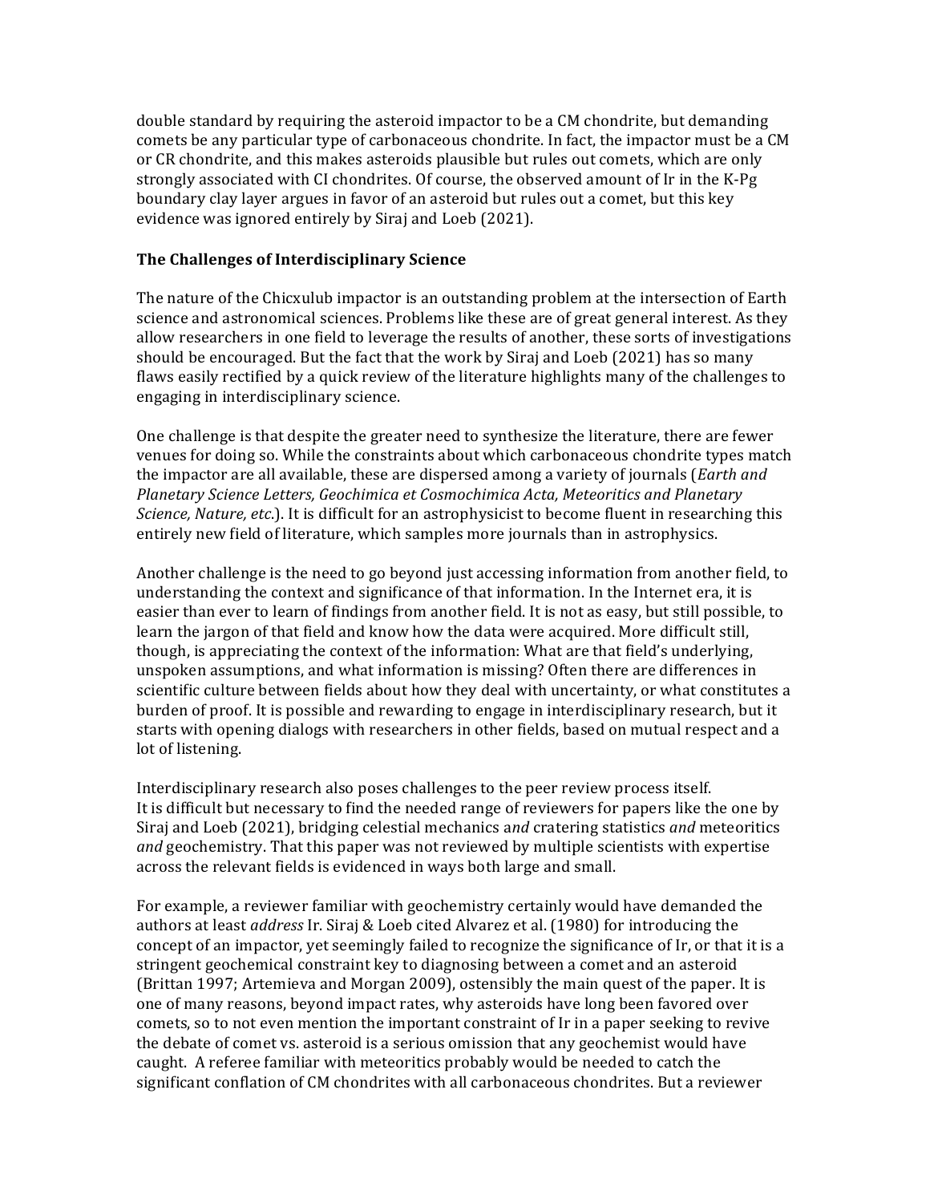double standard by requiring the asteroid impactor to be a CM chondrite, but demanding comets be any particular type of carbonaceous chondrite. In fact, the impactor must be a CM or CR chondrite, and this makes asteroids plausible but rules out comets, which are only strongly associated with CI chondrites. Of course, the observed amount of Ir in the K-Pg boundary clay layer argues in favor of an asteroid but rules out a comet, but this key evidence was ignored entirely by Siraj and Loeb (2021).

## The Challenges of Interdisciplinary Science

The nature of the Chicxulub impactor is an outstanding problem at the intersection of Earth science and astronomical sciences. Problems like these are of great general interest. As they allow researchers in one field to leverage the results of another, these sorts of investigations should be encouraged. But the fact that the work by Siraj and Loeb (2021) has so many flaws easily rectified by a quick review of the literature highlights many of the challenges to engaging in interdisciplinary science.

One challenge is that despite the greater need to synthesize the literature, there are fewer venues for doing so. While the constraints about which carbonaceous chondrite types match the impactor are all available, these are dispersed among a variety of journals (*Earth and Planetary Science Letters, Geochimica et Cosmochimica Acta, Meteoritics and Planetary Science, Nature, etc.*). It is difficult for an astrophysicist to become fluent in researching this entirely new field of literature, which samples more journals than in astrophysics.

Another challenge is the need to go beyond just accessing information from another field, to understanding the context and significance of that information. In the Internet era, it is easier than ever to learn of findings from another field. It is not as easy, but still possible, to learn the jargon of that field and know how the data were acquired. More difficult still, though, is appreciating the context of the information: What are that field's underlying, unspoken assumptions, and what information is missing? Often there are differences in scientific culture between fields about how they deal with uncertainty, or what constitutes a burden of proof. It is possible and rewarding to engage in interdisciplinary research, but it starts with opening dialogs with researchers in other fields, based on mutual respect and a lot of listening.

Interdisciplinary research also poses challenges to the peer review process itself. It is difficult but necessary to find the needed range of reviewers for papers like the one by Siraj and Loeb (2021), bridging celestial mechanics a*nd* cratering statistics *and* meteoritics *and* geochemistry. That this paper was not reviewed by multiple scientists with expertise across the relevant fields is evidenced in ways both large and small.

For example, a reviewer familiar with geochemistry certainly would have demanded the authors at least *address* Ir. Siraj & Loeb cited Alvarez et al. (1980) for introducing the concept of an impactor, yet seemingly failed to recognize the significance of Ir, or that it is a stringent geochemical constraint key to diagnosing between a comet and an asteroid (Brittan 1997; Artemieva and Morgan 2009), ostensibly the main quest of the paper. It is one of many reasons, beyond impact rates, why asteroids have long been favored over comets, so to not even mention the important constraint of Ir in a paper seeking to revive the debate of comet vs. asteroid is a serious omission that any geochemist would have caught. A referee familiar with meteoritics probably would be needed to catch the significant conflation of CM chondrites with all carbonaceous chondrites. But a reviewer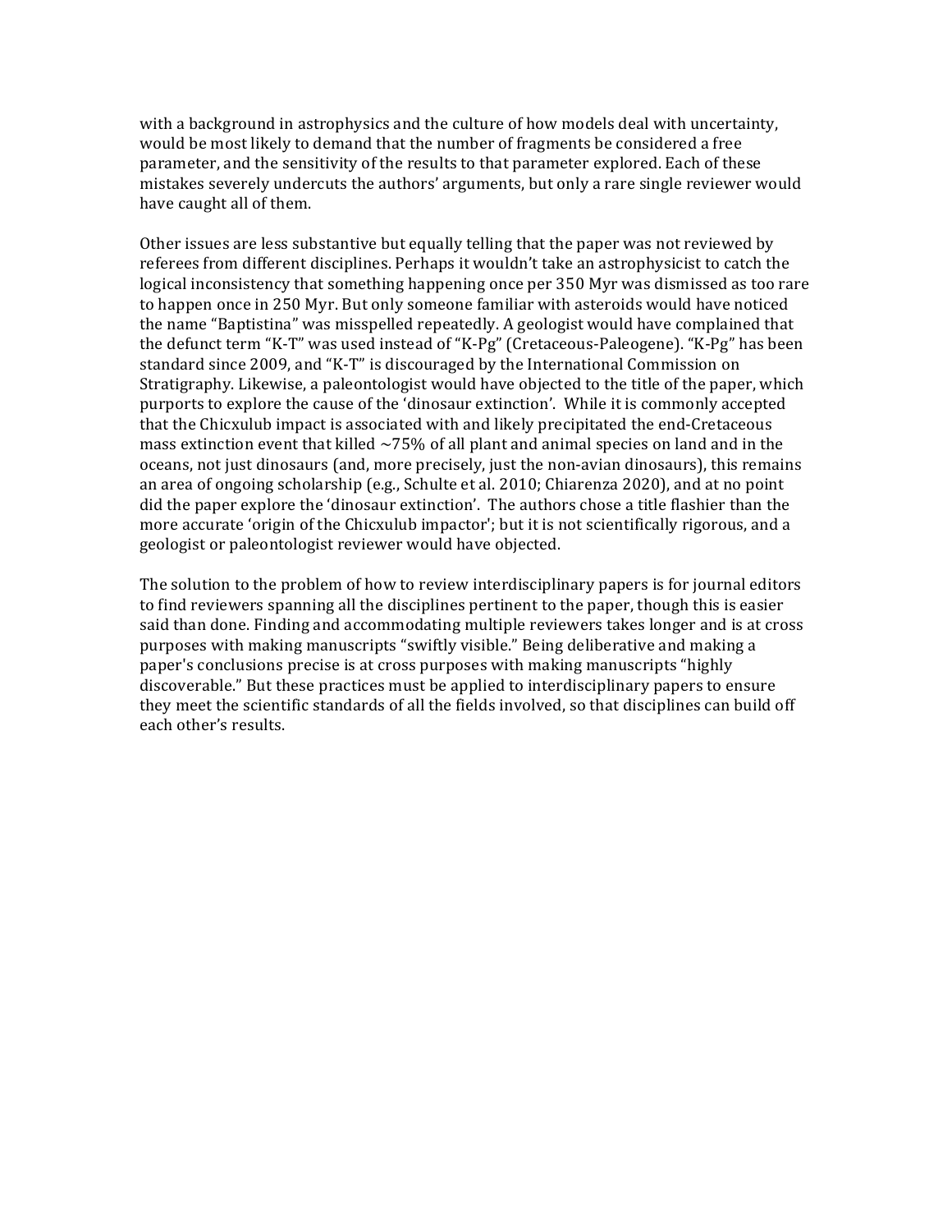with a background in astrophysics and the culture of how models deal with uncertainty, would be most likely to demand that the number of fragments be considered a free parameter, and the sensitivity of the results to that parameter explored. Each of these mistakes severely undercuts the authors' arguments, but only a rare single reviewer would have caught all of them.

Other issues are less substantive but equally telling that the paper was not reviewed by referees from different disciplines. Perhaps it wouldn't take an astrophysicist to catch the logical inconsistency that something happening once per 350 Myr was dismissed as too rare to happen once in 250 Myr. But only someone familiar with asteroids would have noticed the name "Baptistina" was misspelled repeatedly. A geologist would have complained that the defunct term "K-T" was used instead of "K-Pg" (Cretaceous-Paleogene). "K-Pg" has been standard since 2009, and "K-T" is discouraged by the International Commission on Stratigraphy. Likewise, a paleontologist would have objected to the title of the paper, which purports to explore the cause of the 'dinosaur extinction'. While it is commonly accepted that the Chicxulub impact is associated with and likely precipitated the end-Cretaceous mass extinction event that killed ~75% of all plant and animal species on land and in the oceans, not just dinosaurs (and, more precisely, just the non-avian dinosaurs), this remains an area of ongoing scholarship (e.g., Schulte et al. 2010; Chiarenza 2020), and at no point did the paper explore the 'dinosaur extinction'. The authors chose a title flashier than the more accurate 'origin of the Chicxulub impactor'; but it is not scientifically rigorous, and a geologist or paleontologist reviewer would have objected.

The solution to the problem of how to review interdisciplinary papers is for journal editors to find reviewers spanning all the disciplines pertinent to the paper, though this is easier said than done. Finding and accommodating multiple reviewers takes longer and is at cross purposes with making manuscripts "swiftly visible." Being deliberative and making a paper's conclusions precise is at cross purposes with making manuscripts "highly discoverable." But these practices must be applied to interdisciplinary papers to ensure they meet the scientific standards of all the fields involved, so that disciplines can build off each other's results.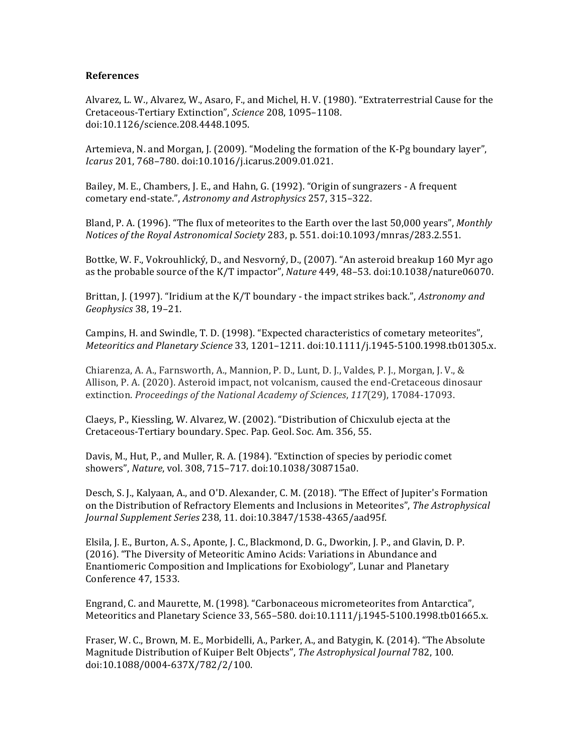**References**

Alvarez, L. W., Alvarez, W., Asaro, F., and Michel, H. V. (1980). "Extraterrestrial Cause for the Cretaceous-Tertiary Extinction", *Science* 208, 1095–1108. doi:10.1126/science.208.4448.1095.

Artemieva, N. and Morgan, J. (2009). "Modeling the formation of the K-Pg boundary layer", *Icarus* 201, 768–780. doi:10.1016/j.icarus.2009.01.021.

Bailey, M. E., Chambers, J. E., and Hahn, G. (1992). "Origin of sungrazers - A frequent cometary end-state.", *Astronomy and Astrophysics* 257, 315–322.

Bland, P. A. (1996). "The flux of meteorites to the Earth over the last 50,000 years", *Monthly Notices of the Royal Astronomical Society* 283, p. 551. doi:10.1093/mnras/283.2.551.

Bottke, W. F., Vokrouhlický, D., and Nesvorný, D., (2007). "An asteroid breakup 160 Myr ago as the probable source of the K/T impactor", *Nature* 449, 48–53. doi:10.1038/nature06070.

Brittan, J. (1997). "Iridium at the K/T boundary - the impact strikes back.", *Astronomy and Geophysics* 38, 19–21.

Campins, H. and Swindle, T. D. (1998). "Expected characteristics of cometary meteorites", *Meteoritics and Planetary Science* 33, 1201–1211. doi:10.1111/j.1945-5100.1998.tb01305.x.

Chiarenza, A. A., Farnsworth, A., Mannion, P. D., Lunt, D. J., Valdes, P. J., Morgan, J. V., & Allison, P. A. (2020). Asteroid impact, not volcanism, caused the end-Cretaceous dinosaur extinction. *Proceedings of the National Academy of Sciences*, *117*(29), 17084-17093.

Claeys, P., Kiessling, W. Alvarez, W. (2002). "Distribution of Chicxulub ejecta at the Cretaceous-Tertiary boundary. Spec. Pap. Geol. Soc. Am. 356, 55.

Davis, M., Hut, P., and Muller, R. A. (1984). "Extinction of species by periodic comet showers", *Nature*, vol. 308, 715–717. doi:10.1038/308715a0.

Desch, S. J., Kalyaan, A., and O'D. Alexander, C. M. (2018). "The Effect of Jupiter's Formation on the Distribution of Refractory Elements and Inclusions in Meteorites", *The Astrophysical Journal Supplement Series* 238, 11. doi:10.3847/1538-4365/aad95f.

Elsila, J. E., Burton, A. S., Aponte, J. C., Blackmond, D. G., Dworkin, J. P., and Glavin, D. P. (2016). "The Diversity of Meteoritic Amino Acids: Variations in Abundance and Enantiomeric Composition and Implications for Exobiology", Lunar and Planetary Conference 47, 1533.

Engrand, C. and Maurette, M. (1998). "Carbonaceous micrometeorites from Antarctica", Meteoritics and Planetary Science 33, 565–580. doi:10.1111/j.1945-5100.1998.tb01665.x.

Fraser, W. C., Brown, M. E., Morbidelli, A., Parker, A., and Batygin, K. (2014). "The Absolute Magnitude Distribution of Kuiper Belt Objects", *The Astrophysical Journal* 782, 100. doi:10.1088/0004-637X/782/2/100.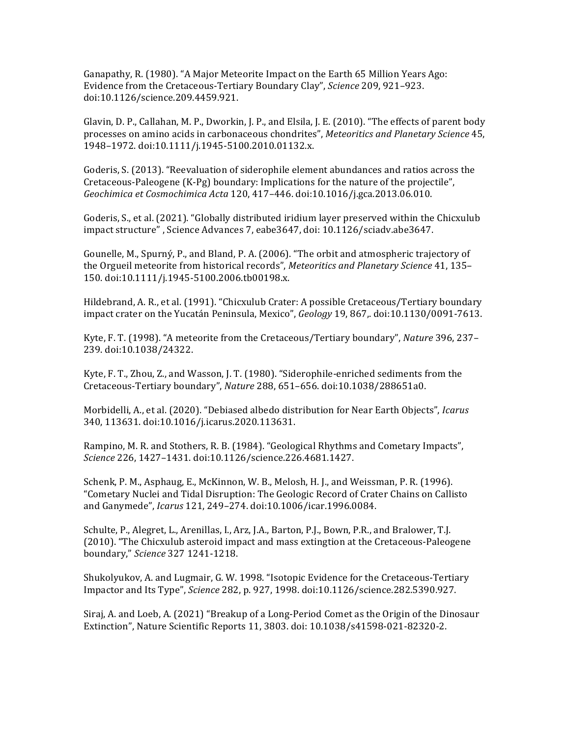Ganapathy, R. (1980). “A Major Meteorite Impact on the Earth 65 Million Years Ago: Evidence from the Cretaceous-Tertiary Boundary Clay”, *Science* 209, 921–923. doi:10.1126/science.209.4459.921.

Glavin, D. P., Callahan, M. P., Dworkin, J. P., and Elsila, J. E. (2010). “The effects of parent body processes on amino acids in carbonaceous chondrites”, *Meteoritics and Planetary Science* 45, 1948–1972. doi:10.1111/j.1945-5100.2010.01132.x.

Goderis, S. (2013). “Reevaluation of siderophile element abundances and ratios across the Cretaceous-Paleogene (K-Pg) boundary: Implications for the nature of the projectile”, *Geochimica et Cosmochimica Acta* 120, 417–446. doi:10.1016/j.gca.2013.06.010.

Goderis, S., et al. (2021). “Globally distributed iridium layer preserved within the Chicxulub impact structure” , Science Advances 7, eabe3647, doi: 10.1126/sciadv.abe3647.

Gounelle, M., Spurný, P., and Bland, P. A. (2006). “The orbit and atmospheric trajectory of the Orgueil meteorite from historical records”, *Meteoritics and Planetary Science* 41, 135–150. doi:10.1111/j.1945-5100.2006.tb00198.x.

Hildebrand, A. R., et al. (1991). “Chicxulub Crater: A possible Cretaceous/Tertiary boundary impact crater on the Yucatán Peninsula, Mexico”, *Geology* 19, 867,. doi:10.1130/0091-7613.

Kyte, F. T. (1998). “A meteorite from the Cretaceous/Tertiary boundary”, *Nature* 396, 237–239. doi:10.1038/24322.

Kyte, F. T., Zhou, Z., and Wasson, J. T. (1980). “Siderophile-enriched sediments from the Cretaceous-Tertiary boundary”, *Nature* 288, 651–656. doi:10.1038/288651a0.

Morbidelli, A., et al. (2020). “Debiased albedo distribution for Near Earth Objects”, *Icarus* 340, 113631. doi:10.1016/j.icarus.2020.113631.

Rampino, M. R. and Stothers, R. B. (1984). “Geological Rhythms and Cometary Impacts”, *Science* 226, 1427–1431. doi:10.1126/science.226.4681.1427.

Schenk, P. M., Asphaug, E., McKinnon, W. B., Melosh, H. J., and Weissman, P. R. (1996). “Cometary Nuclei and Tidal Disruption: The Geologic Record of Crater Chains on Callisto and Ganymede”, *Icarus* 121, 249–274. doi:10.1006/icar.1996.0084.

Schulte, P., Alegret, L., Arenillas, I., Arz, J.A., Barton, P.J., Bown, P.R., and Bralower, T.J. (2010). “The Chicxulub asteroid impact and mass extingtion at the Cretaceous-Paleogene boundary,” *Science* 327 1241-1218.

Shukolyukov, A. and Lugmair, G. W. 1998. “Isotopic Evidence for the Cretaceous-Tertiary Impactor and Its Type”, *Science* 282, p. 927, 1998. doi:10.1126/science.282.5390.927.

Siraj, A. and Loeb, A. (2021) “Breakup of a Long-Period Comet as the Origin of the Dinosaur Extinction”, Nature Scientific Reports 11, 3803. doi: 10.1038/s41598-021-82320-2.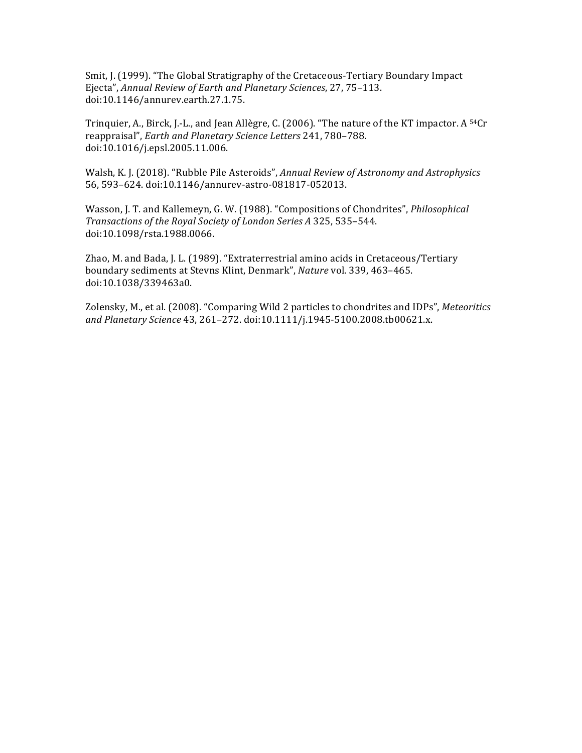Smit, J. (1999). "The Global Stratigraphy of the Cretaceous-Tertiary Boundary Impact Ejecta", *Annual Review of Earth and Planetary Sciences*, 27, 75–113. doi:10.1146/annurev.earth.27.1.75.

Trinquier, A., Birck, J.-L., and Jean Allègre, C. (2006). "The nature of the KT impactor. A $^{54}$Cr reappraisal", *Earth and Planetary Science Letters* 241, 780–788. doi:10.1016/j.epsl.2005.11.006.

Walsh, K. J. (2018). "Rubble Pile Asteroids", *Annual Review of Astronomy and Astrophysics* 56, 593–624. doi:10.1146/annurev-astro-081817-052013.

Wasson, J. T. and Kallemeyn, G. W. (1988). "Compositions of Chondrites", *Philosophical Transactions of the Royal Society of London Series A* 325, 535–544. doi:10.1098/rsta.1988.0066.

Zhao, M. and Bada, J. L. (1989). "Extraterrestrial amino acids in Cretaceous/Tertiary boundary sediments at Stevns Klint, Denmark", *Nature* vol. 339, 463–465. doi:10.1038/339463a0.

Zolensky, M., et al. (2008). "Comparing Wild 2 particles to chondrites and IDPs", *Meteoritics and Planetary Science* 43, 261–272. doi:10.1111/j.1945-5100.2008.tb00621.x.